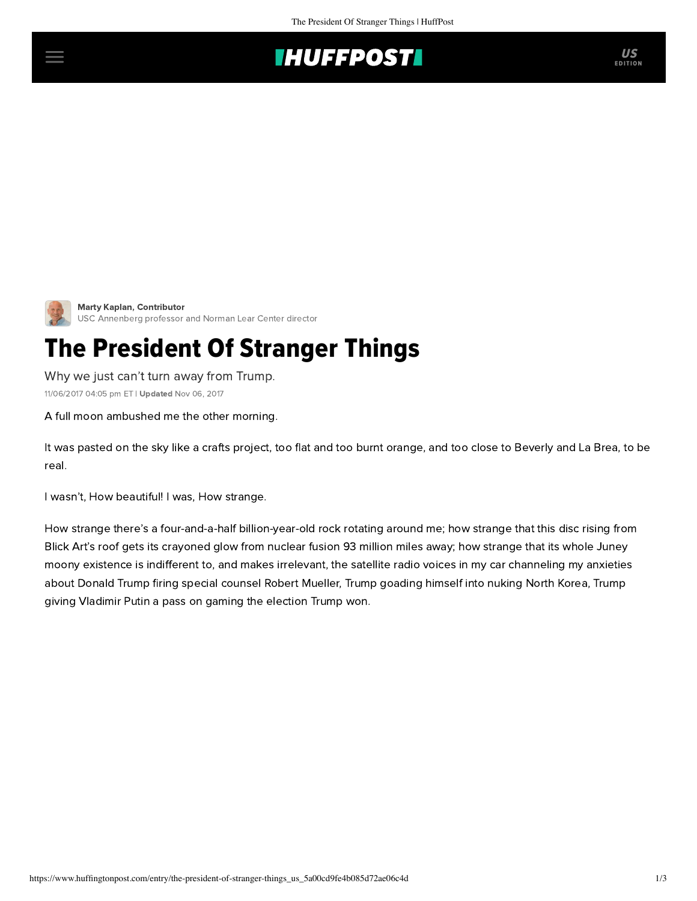Marty Kaplan, Contributor
USC Annenberg professor and Norman Lear Center director

# The President Of Stranger Things

Why we just can't turn away from Trump.

11/06/2017 04:05 pm ET | **Updated** Nov 06, 2017

A full moon ambushed me the other morning.

It was pasted on the sky like a crafts project, too flat and too burnt orange, and too close to Beverly and La Brea, to be real.

I wasn't, How beautiful! I was, How strange.

How strange there's a four-and-a-half billion-year-old rock rotating around me; how strange that this disc rising from Blick Art's roof gets its crayoned glow from nuclear fusion 93 million miles away; how strange that its whole Juney moony existence is indifferent to, and makes irrelevant, the satellite radio voices in my car channeling my anxieties about Donald Trump firing special counsel Robert Mueller, Trump goading himself into nuking North Korea, Trump giving Vladimir Putin a pass on gaming the election Trump won.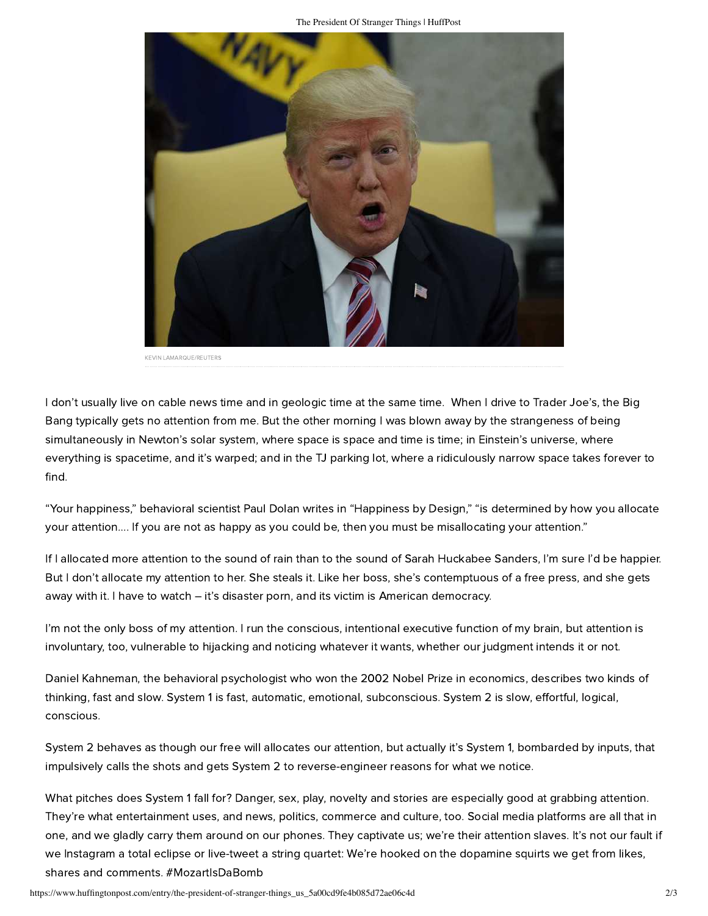KEVIN LAMARQUE/REUTERS

I don't usually live on cable news time and in geologic time at the same time. When I drive to Trader Joe's, the Big Bang typically gets no attention from me. But the other morning I was blown away by the strangeness of being simultaneously in Newton's solar system, where space is space and time is time; in Einstein's universe, where everything is spacetime, and it's warped; and in the TJ parking lot, where a ridiculously narrow space takes forever to find.

"Your happiness," behavioral scientist Paul Dolan writes in "Happiness by Design," "is determined by how you allocate your attention.... If you are not as happy as you could be, then you must be misallocating your attention."

If I allocated more attention to the sound of rain than to the sound of Sarah Huckabee Sanders, I'm sure I'd be happier. But I don't allocate my attention to her. She steals it. Like her boss, she's contemptuous of a free press, and she gets away with it. I have to watch – it's disaster porn, and its victim is American democracy.

I'm not the only boss of my attention. I run the conscious, intentional executive function of my brain, but attention is involuntary, too, vulnerable to hijacking and noticing whatever it wants, whether our judgment intends it or not.

Daniel Kahneman, the behavioral psychologist who won the 2002 Nobel Prize in economics, describes two kinds of thinking, fast and slow. System 1 is fast, automatic, emotional, subconscious. System 2 is slow, effortful, logical, conscious.

System 2 behaves as though our free will allocates our attention, but actually it's System 1, bombarded by inputs, that impulsively calls the shots and gets System 2 to reverse-engineer reasons for what we notice.

What pitches does System 1 fall for? Danger, sex, play, novelty and stories are especially good at grabbing attention. They're what entertainment uses, and news, politics, commerce and culture, too. Social media platforms are all that in one, and we gladly carry them around on our phones. They captivate us; we're their attention slaves. It's not our fault if we Instagram a total eclipse or live-tweet a string quartet: We're hooked on the dopamine squirts we get from likes, shares and comments. #MozartIsDaBomb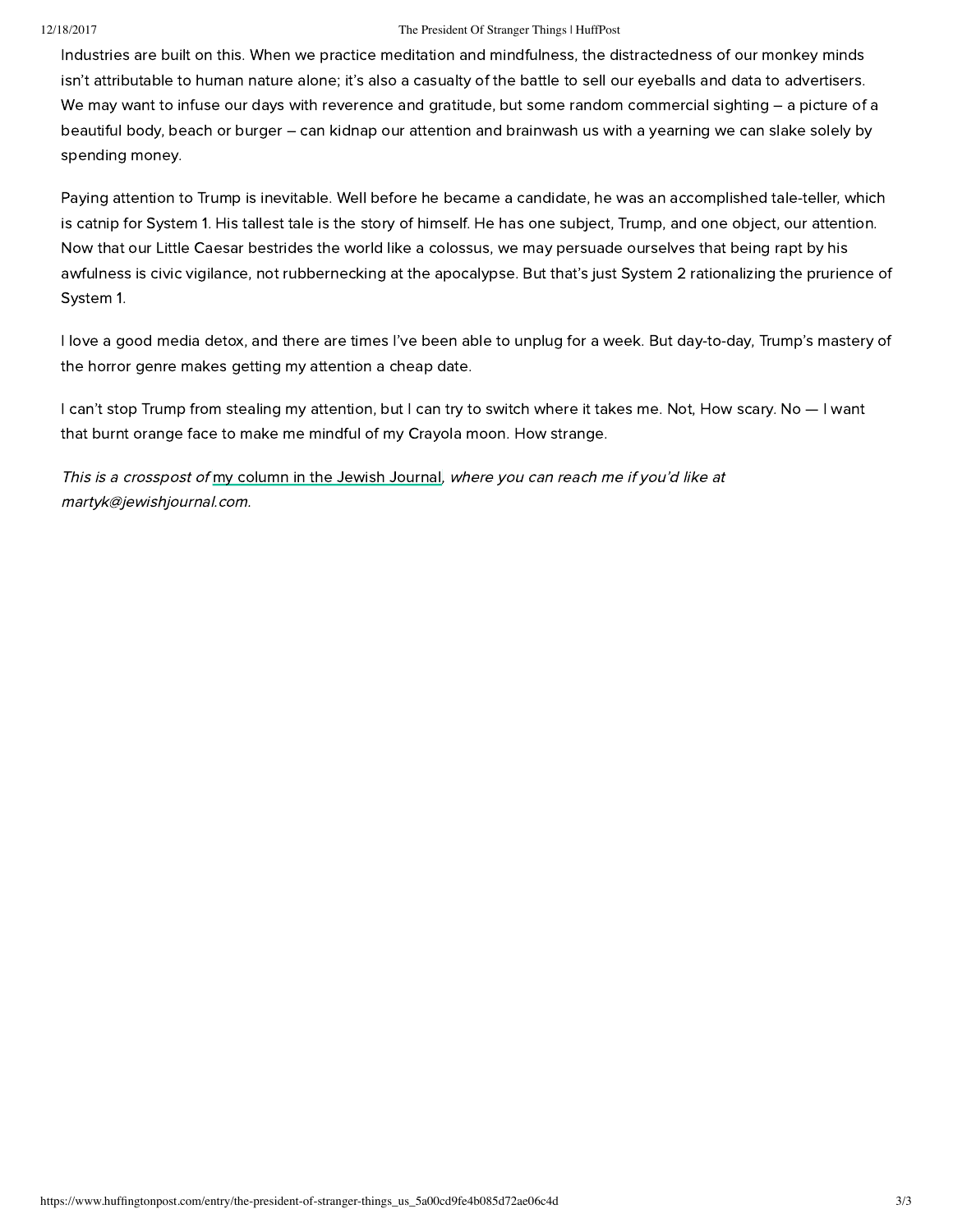Industries are built on this. When we practice meditation and mindfulness, the distractedness of our monkey minds isn't attributable to human nature alone; it's also a casualty of the battle to sell our eyeballs and data to advertisers. We may want to infuse our days with reverence and gratitude, but some random commercial sighting – a picture of a beautiful body, beach or burger – can kidnap our attention and brainwash us with a yearning we can slake solely by spending money.

Paying attention to Trump is inevitable. Well before he became a candidate, he was an accomplished tale-teller, which is catnip for System 1. His tallest tale is the story of himself. He has one subject, Trump, and one object, our attention. Now that our Little Caesar bestrides the world like a colossus, we may persuade ourselves that being rapt by his awfulness is civic vigilance, not rubbernecking at the apocalypse. But that's just System 2 rationalizing the prurience of System 1.

I love a good media detox, and there are times I've been able to unplug for a week. But day-to-day, Trump's mastery of the horror genre makes getting my attention a cheap date.

I can't stop Trump from stealing my attention, but I can try to switch where it takes me. Not, How scary. No — I want that burnt orange face to make me mindful of my Crayola moon. How strange.

*This is a crosspost of* my column in the Jewish Journal*, where you can reach me if you'd like at martyk@jewishjournal.com.*